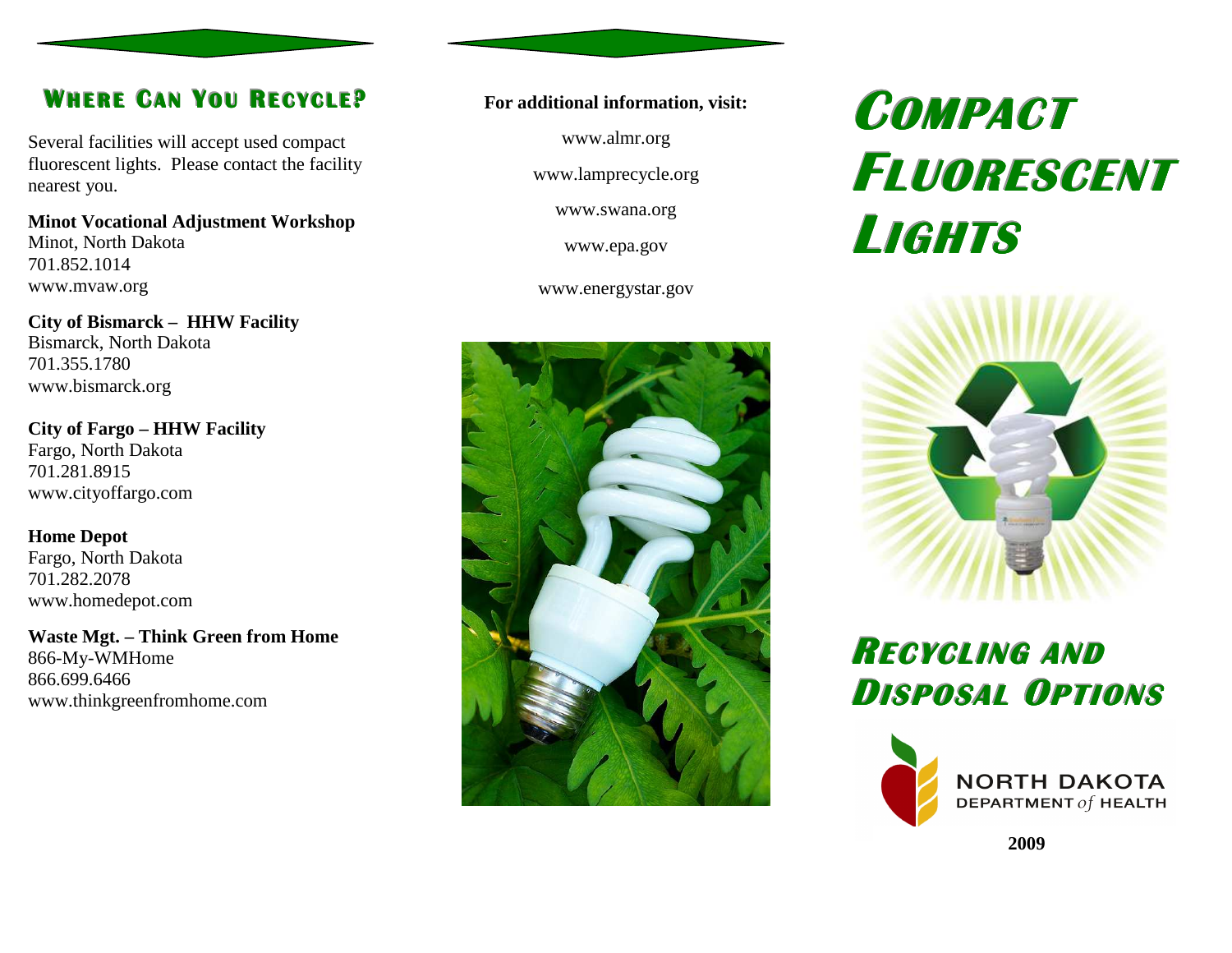## Where Can You Recycle?

Several facilities will accept used compact fluorescent lights. Please contact the facility nearest you.

**Minot Vocational Adjustment Workshop**
Minot, North Dakota
701.852.1014
www.mvaw.org

**City of Bismarck – HHW Facility**
Bismarck, North Dakota
701.355.1780
www.bismarck.org

**City of Fargo – HHW Facility**
Fargo, North Dakota
701.281.8915
www.cityoffargo.com

**Home Depot**
Fargo, North Dakota
701.282.2078
www.homedepot.com

**Waste Mgt. – Think Green from Home**
866-My-WMHome
866.699.6466
www.thinkgreenfromhome.com

**For additional information, visit:**

www.almr.org

www.lamprecycle.org

www.swana.org

www.epa.gov

www.energystar.gov

# Compact Fluorescent Lights

## Recycling and Disposal Options

NORTH DAKOTA
DEPARTMENT *of* HEALTH

**2009**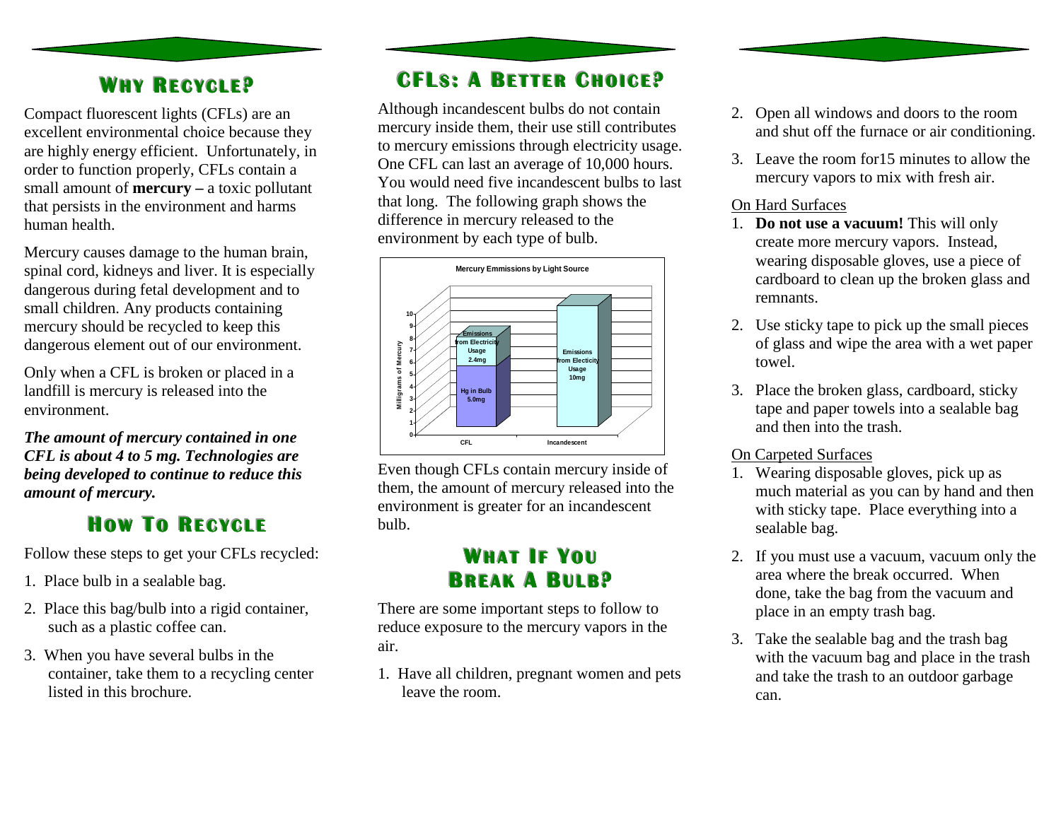## Why Recycle?

Compact fluorescent lights (CFLs) are an excellent environmental choice because they are highly energy efficient. Unfortunately, in order to function properly, CFLs contain a small amount of **mercury –** a toxic pollutant that persists in the environment and harms human health.

Mercury causes damage to the human brain, spinal cord, kidneys and liver. It is especially dangerous during fetal development and to small children. Any products containing mercury should be recycled to keep this dangerous element out of our environment.

Only when a CFL is broken or placed in a landfill is mercury is released into the environment.

***The amount of mercury contained in one CFL is about 4 to 5 mg. Technologies are being developed to continue to reduce this amount of mercury.***

## How To Recycle

Follow these steps to get your CFLs recycled:

1. Place bulb in a sealable bag.
2. Place this bag/bulb into a rigid container, such as a plastic coffee can.
3. When you have several bulbs in the container, take them to a recycling center listed in this brochure.

## CFLs: A Better Choice?

Although incandescent bulbs do not contain mercury inside them, their use still contributes to mercury emissions through electricity usage. One CFL can last an average of 10,000 hours. You would need five incandescent bulbs to last that long. The following graph shows the difference in mercury released to the environment by each type of bulb.

Mercury Emmissions by Light Source

Milligrams of Mercury

0
1
2
3
4
5
6
7
8
9
10

CFL

Incandescent

Emissions from Electricity Usage 2.4mg

Hg in Bulb 5.0mg

Emissions from Electicity Usage 10mg

Even though CFLs contain mercury inside of them, the amount of mercury released into the environment is greater for an incandescent bulb.

## What If You Break A Bulb?

There are some important steps to follow to reduce exposure to the mercury vapors in the air.

1. Have all children, pregnant women and pets leave the room.
2. Open all windows and doors to the room and shut off the furnace or air conditioning.
3. Leave the room for15 minutes to allow the mercury vapors to mix with fresh air.

On Hard Surfaces

1. **Do not use a vacuum!** This will only create more mercury vapors. Instead, wearing disposable gloves, use a piece of cardboard to clean up the broken glass and remnants.
2. Use sticky tape to pick up the small pieces of glass and wipe the area with a wet paper towel.
3. Place the broken glass, cardboard, sticky tape and paper towels into a sealable bag and then into the trash.

On Carpeted Surfaces

1. Wearing disposable gloves, pick up as much material as you can by hand and then with sticky tape. Place everything into a sealable bag.
2. If you must use a vacuum, vacuum only the area where the break occurred. When done, take the bag from the vacuum and place in an empty trash bag.
3. Take the sealable bag and the trash bag with the vacuum bag and place in the trash and take the trash to an outdoor garbage can.